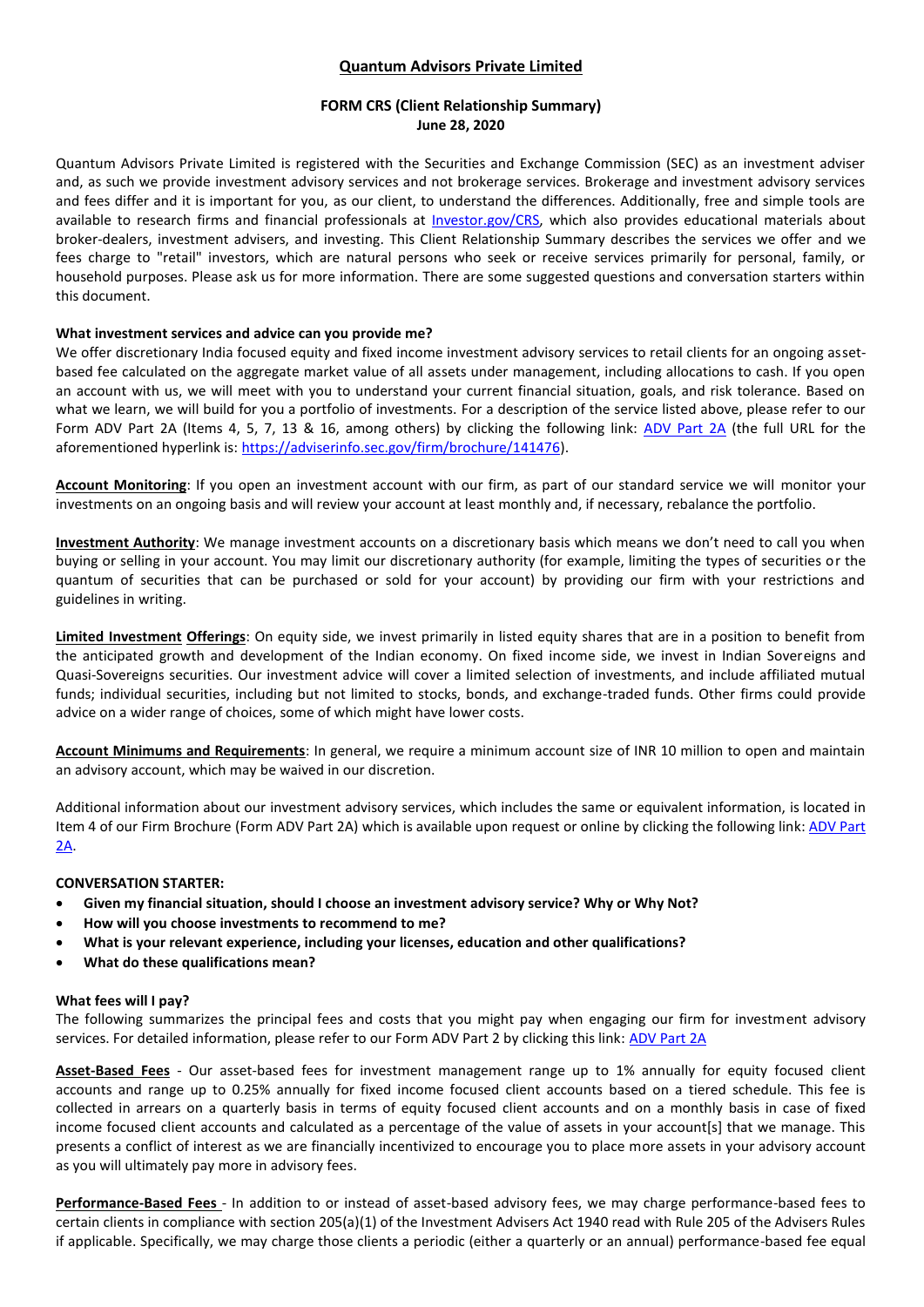# Quantum Advisors Private Limited

## FORM CRS (Client Relationship Summary)
**June 28, 2020**

Quantum Advisors Private Limited is registered with the Securities and Exchange Commission (SEC) as an investment adviser and, as such we provide investment advisory services and not brokerage services. Brokerage and investment advisory services and fees differ and it is important for you, as our client, to understand the differences. Additionally, free and simple tools are available to research firms and financial professionals at [Investor.gov/CRS](Investor.gov/CRS), which also provides educational materials about broker-dealers, investment advisers, and investing. This Client Relationship Summary describes the services we offer and we fees charge to "retail" investors, which are natural persons who seek or receive services primarily for personal, family, or household purposes. Please ask us for more information. There are some suggested questions and conversation starters within this document.

### What investment services and advice can you provide me?

We offer discretionary India focused equity and fixed income investment advisory services to retail clients for an ongoing asset-based fee calculated on the aggregate market value of all assets under management, including allocations to cash. If you open an account with us, we will meet with you to understand your current financial situation, goals, and risk tolerance. Based on what we learn, we will build for you a portfolio of investments. For a description of the service listed above, please refer to our Form ADV Part 2A (Items 4, 5, 7, 13 & 16, among others) by clicking the following link: [ADV Part 2A](https://adviserinfo.sec.gov/firm/brochure/141476) (the full URL for the aforementioned hyperlink is: https://adviserinfo.sec.gov/firm/brochure/141476).

**Account Monitoring**: If you open an investment account with our firm, as part of our standard service we will monitor your investments on an ongoing basis and will review your account at least monthly and, if necessary, rebalance the portfolio.

**Investment Authority**: We manage investment accounts on a discretionary basis which means we don't need to call you when buying or selling in your account. You may limit our discretionary authority (for example, limiting the types of securities or the quantum of securities that can be purchased or sold for your account) by providing our firm with your restrictions and guidelines in writing.

**Limited Investment Offerings**: On equity side, we invest primarily in listed equity shares that are in a position to benefit from the anticipated growth and development of the Indian economy. On fixed income side, we invest in Indian Sovereigns and Quasi-Sovereigns securities. Our investment advice will cover a limited selection of investments, and include affiliated mutual funds; individual securities, including but not limited to stocks, bonds, and exchange-traded funds. Other firms could provide advice on a wider range of choices, some of which might have lower costs.

**Account Minimums and Requirements**: In general, we require a minimum account size of INR 10 million to open and maintain an advisory account, which may be waived in our discretion.

Additional information about our investment advisory services, which includes the same or equivalent information, is located in Item 4 of our Firm Brochure (Form ADV Part 2A) which is available upon request or online by clicking the following link: [ADV Part 2A](https://adviserinfo.sec.gov/firm/brochure/141476).

### CONVERSATION STARTER:

- **Given my financial situation, should I choose an investment advisory service? Why or Why Not?**
- **How will you choose investments to recommend to me?**
- **What is your relevant experience, including your licenses, education and other qualifications?**
- **What do these qualifications mean?**

### What fees will I pay?

The following summarizes the principal fees and costs that you might pay when engaging our firm for investment advisory services. For detailed information, please refer to our Form ADV Part 2 by clicking this link: [ADV Part 2A](https://adviserinfo.sec.gov/firm/brochure/141476)

**Asset-Based Fees** - Our asset-based fees for investment management range up to 1% annually for equity focused client accounts and range up to 0.25% annually for fixed income focused client accounts based on a tiered schedule. This fee is collected in arrears on a quarterly basis in terms of equity focused client accounts and on a monthly basis in case of fixed income focused client accounts and calculated as a percentage of the value of assets in your account[s] that we manage. This presents a conflict of interest as we are financially incentivized to encourage you to place more assets in your advisory account as you will ultimately pay more in advisory fees.

**Performance-Based Fees** - In addition to or instead of asset-based advisory fees, we may charge performance-based fees to certain clients in compliance with section 205(a)(1) of the Investment Advisers Act 1940 read with Rule 205 of the Advisers Rules if applicable. Specifically, we may charge those clients a periodic (either a quarterly or an annual) performance-based fee equal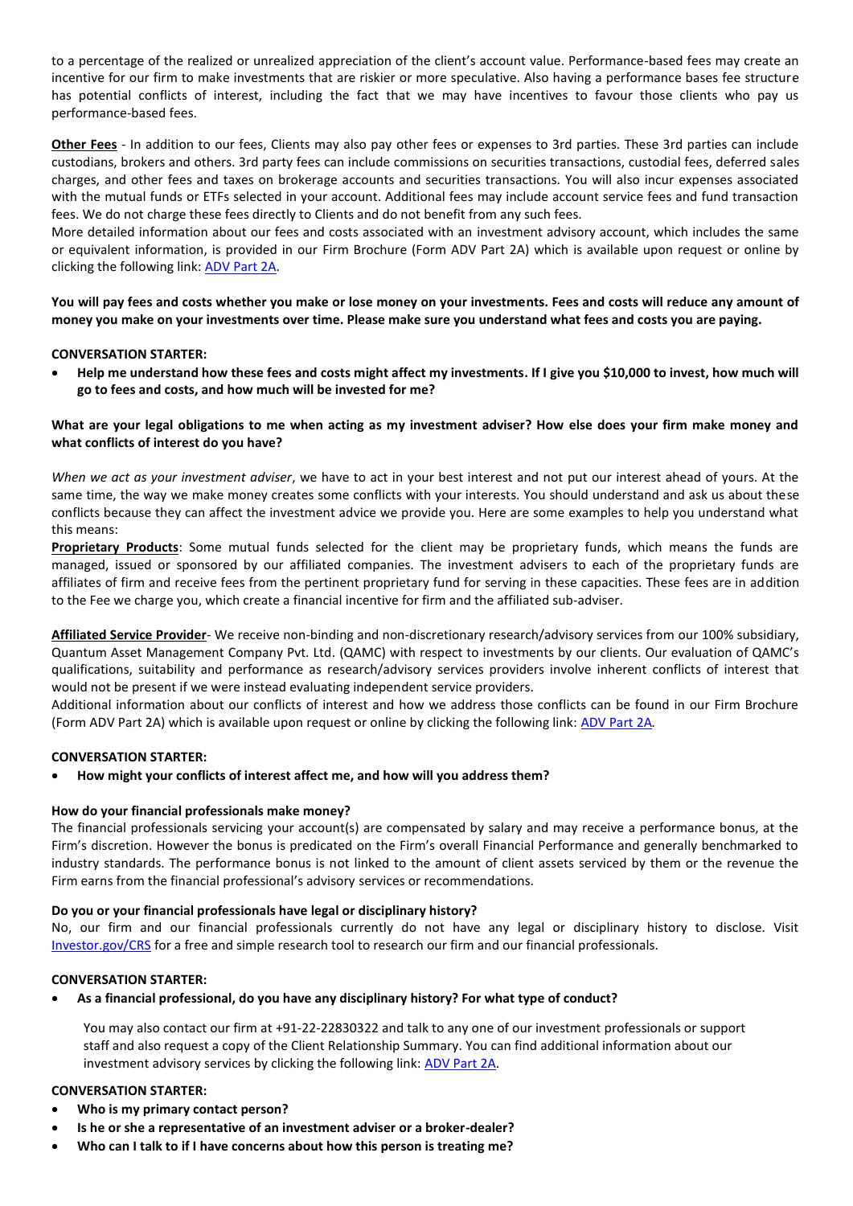to a percentage of the realized or unrealized appreciation of the client's account value. Performance-based fees may create an incentive for our firm to make investments that are riskier or more speculative. Also having a performance bases fee structure has potential conflicts of interest, including the fact that we may have incentives to favour those clients who pay us performance-based fees.

**Other Fees** - In addition to our fees, Clients may also pay other fees or expenses to 3rd parties. These 3rd parties can include custodians, brokers and others. 3rd party fees can include commissions on securities transactions, custodial fees, deferred sales charges, and other fees and taxes on brokerage accounts and securities transactions. You will also incur expenses associated with the mutual funds or ETFs selected in your account. Additional fees may include account service fees and fund transaction fees. We do not charge these fees directly to Clients and do not benefit from any such fees.

More detailed information about our fees and costs associated with an investment advisory account, which includes the same or equivalent information, is provided in our Firm Brochure (Form ADV Part 2A) which is available upon request or online by clicking the following link: ADV Part 2A.

**You will pay fees and costs whether you make or lose money on your investments. Fees and costs will reduce any amount of money you make on your investments over time. Please make sure you understand what fees and costs you are paying.**

**CONVERSATION STARTER:**

- **Help me understand how these fees and costs might affect my investments. If I give you $10,000 to invest, how much will go to fees and costs, and how much will be invested for me?**

**What are your legal obligations to me when acting as my investment adviser? How else does your firm make money and what conflicts of interest do you have?**

*When we act as your investment adviser*, we have to act in your best interest and not put our interest ahead of yours. At the same time, the way we make money creates some conflicts with your interests. You should understand and ask us about these conflicts because they can affect the investment advice we provide you. Here are some examples to help you understand what this means:

**Proprietary Products**: Some mutual funds selected for the client may be proprietary funds, which means the funds are managed, issued or sponsored by our affiliated companies. The investment advisers to each of the proprietary funds are affiliates of firm and receive fees from the pertinent proprietary fund for serving in these capacities. These fees are in addition to the Fee we charge you, which create a financial incentive for firm and the affiliated sub-adviser.

**Affiliated Service Provider**- We receive non-binding and non-discretionary research/advisory services from our 100% subsidiary, Quantum Asset Management Company Pvt. Ltd. (QAMC) with respect to investments by our clients. Our evaluation of QAMC's qualifications, suitability and performance as research/advisory services providers involve inherent conflicts of interest that would not be present if we were instead evaluating independent service providers.

Additional information about our conflicts of interest and how we address those conflicts can be found in our Firm Brochure (Form ADV Part 2A) which is available upon request or online by clicking the following link: *ADV Part 2A.*

**CONVERSATION STARTER:**

- **How might your conflicts of interest affect me, and how will you address them?**

**How do your financial professionals make money?**

The financial professionals servicing your account(s) are compensated by salary and may receive a performance bonus, at the Firm's discretion. However the bonus is predicated on the Firm's overall Financial Performance and generally benchmarked to industry standards. The performance bonus is not linked to the amount of client assets serviced by them or the revenue the Firm earns from the financial professional's advisory services or recommendations.

**Do you or your financial professionals have legal or disciplinary history?**

No, our firm and our financial professionals currently do not have any legal or disciplinary history to disclose. Visit Investor.gov/CRS for a free and simple research tool to research our firm and our financial professionals.

**CONVERSATION STARTER:**

- **As a financial professional, do you have any disciplinary history? For what type of conduct?**

You may also contact our firm at +91-22-22830322 and talk to any one of our investment professionals or support staff and also request a copy of the Client Relationship Summary. You can find additional information about our investment advisory services by clicking the following link: ADV Part 2A.

**CONVERSATION STARTER:**

- **Who is my primary contact person?**
- **Is he or she a representative of an investment adviser or a broker-dealer?**
- **Who can I talk to if I have concerns about how this person is treating me?**